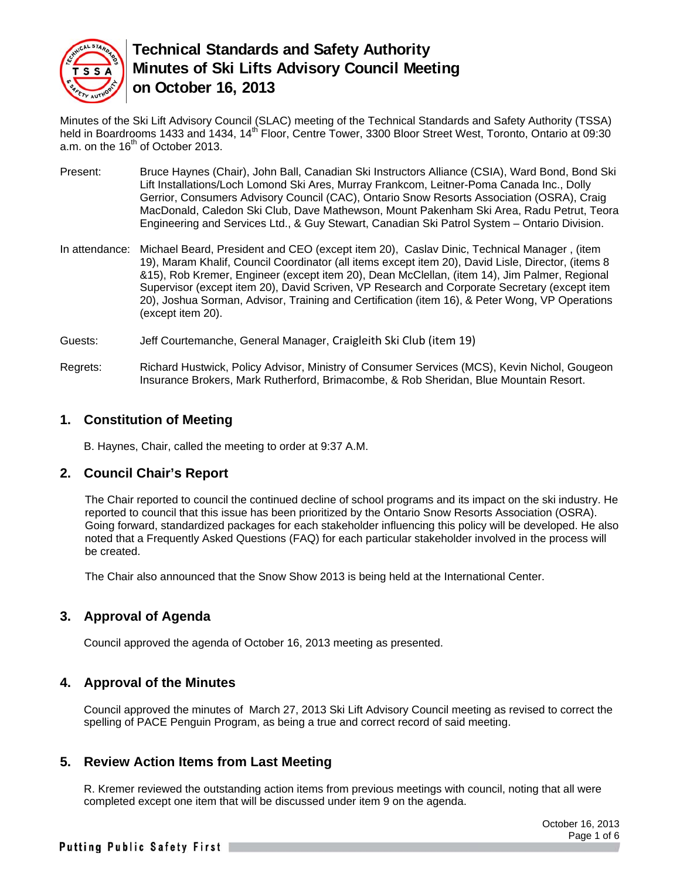# Technical Standards and Safety Authority Minutes of Ski Lifts Advisory Council Meeting on October 16, 2013

Minutes of the Ski Lift Advisory Council (SLAC) meeting of the Technical Standards and Safety Authority (TSSA) held in Boardrooms 1433 and 1434, 14th Floor, Centre Tower, 3300 Bloor Street West, Toronto, Ontario at 09:30 a.m. on the 16th of October 2013.

Present: Bruce Haynes (Chair), John Ball, Canadian Ski Instructors Alliance (CSIA), Ward Bond, Bond Ski Lift Installations/Loch Lomond Ski Ares, Murray Frankcom, Leitner-Poma Canada Inc., Dolly Gerrior, Consumers Advisory Council (CAC), Ontario Snow Resorts Association (OSRA), Craig MacDonald, Caledon Ski Club, Dave Mathewson, Mount Pakenham Ski Area, Radu Petrut, Teora Engineering and Services Ltd., & Guy Stewart, Canadian Ski Patrol System – Ontario Division.

In attendance: Michael Beard, President and CEO (except item 20), Caslav Dinic, Technical Manager , (item 19), Maram Khalif, Council Coordinator (all items except item 20), David Lisle, Director, (items 8 &15), Rob Kremer, Engineer (except item 20), Dean McClellan, (item 14), Jim Palmer, Regional Supervisor (except item 20), David Scriven, VP Research and Corporate Secretary (except item 20), Joshua Sorman, Advisor, Training and Certification (item 16), & Peter Wong, VP Operations (except item 20).

Guests: Jeff Courtemanche, General Manager, Craigleith Ski Club (item 19)

Regrets: Richard Hustwick, Policy Advisor, Ministry of Consumer Services (MCS), Kevin Nichol, Gougeon Insurance Brokers, Mark Rutherford, Brimacombe, & Rob Sheridan, Blue Mountain Resort.

## 1. Constitution of Meeting

B. Haynes, Chair, called the meeting to order at 9:37 A.M.

## 2. Council Chair's Report

The Chair reported to council the continued decline of school programs and its impact on the ski industry. He reported to council that this issue has been prioritized by the Ontario Snow Resorts Association (OSRA). Going forward, standardized packages for each stakeholder influencing this policy will be developed. He also noted that a Frequently Asked Questions (FAQ) for each particular stakeholder involved in the process will be created.

The Chair also announced that the Snow Show 2013 is being held at the International Center.

## 3. Approval of Agenda

Council approved the agenda of October 16, 2013 meeting as presented.

## 4. Approval of the Minutes

Council approved the minutes of March 27, 2013 Ski Lift Advisory Council meeting as revised to correct the spelling of PACE Penguin Program, as being a true and correct record of said meeting.

## 5. Review Action Items from Last Meeting

R. Kremer reviewed the outstanding action items from previous meetings with council, noting that all were completed except one item that will be discussed under item 9 on the agenda.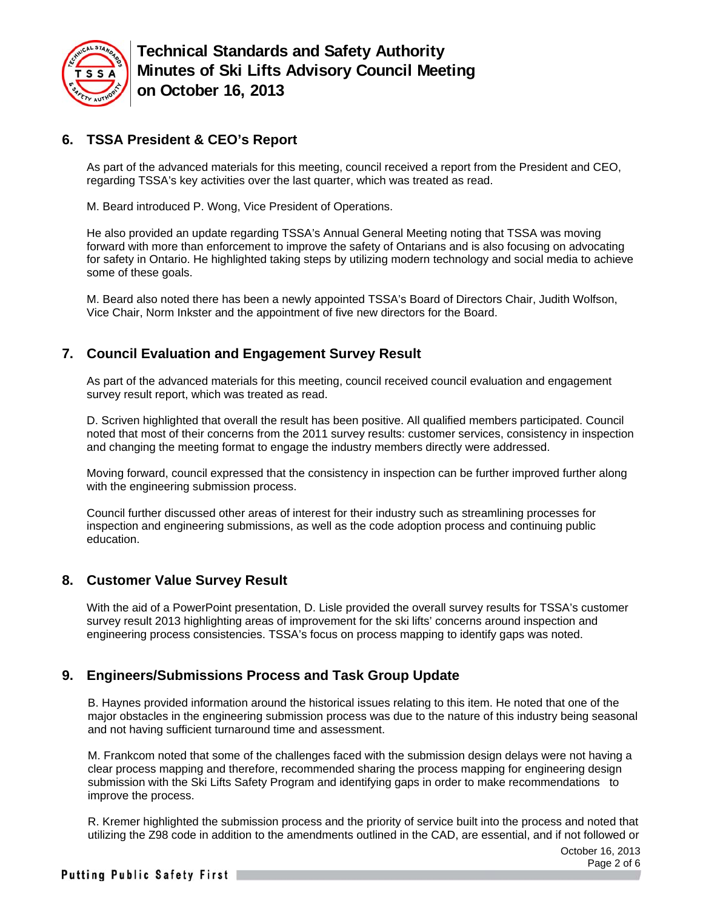## 6. TSSA President & CEO's Report

As part of the advanced materials for this meeting, council received a report from the President and CEO, regarding TSSA's key activities over the last quarter, which was treated as read.

M. Beard introduced P. Wong, Vice President of Operations.

He also provided an update regarding TSSA's Annual General Meeting noting that TSSA was moving forward with more than enforcement to improve the safety of Ontarians and is also focusing on advocating for safety in Ontario. He highlighted taking steps by utilizing modern technology and social media to achieve some of these goals.

M. Beard also noted there has been a newly appointed TSSA's Board of Directors Chair, Judith Wolfson, Vice Chair, Norm Inkster and the appointment of five new directors for the Board.

## 7. Council Evaluation and Engagement Survey Result

As part of the advanced materials for this meeting, council received council evaluation and engagement survey result report, which was treated as read.

D. Scriven highlighted that overall the result has been positive. All qualified members participated. Council noted that most of their concerns from the 2011 survey results: customer services, consistency in inspection and changing the meeting format to engage the industry members directly were addressed.

Moving forward, council expressed that the consistency in inspection can be further improved further along with the engineering submission process.

Council further discussed other areas of interest for their industry such as streamlining processes for inspection and engineering submissions, as well as the code adoption process and continuing public education.

## 8. Customer Value Survey Result

With the aid of a PowerPoint presentation, D. Lisle provided the overall survey results for TSSA's customer survey result 2013 highlighting areas of improvement for the ski lifts' concerns around inspection and engineering process consistencies. TSSA's focus on process mapping to identify gaps was noted.

## 9. Engineers/Submissions Process and Task Group Update

B. Haynes provided information around the historical issues relating to this item. He noted that one of the major obstacles in the engineering submission process was due to the nature of this industry being seasonal and not having sufficient turnaround time and assessment.

M. Frankcom noted that some of the challenges faced with the submission design delays were not having a clear process mapping and therefore, recommended sharing the process mapping for engineering design submission with the Ski Lifts Safety Program and identifying gaps in order to make recommendations to improve the process.

R. Kremer highlighted the submission process and the priority of service built into the process and noted that utilizing the Z98 code in addition to the amendments outlined in the CAD, are essential, and if not followed or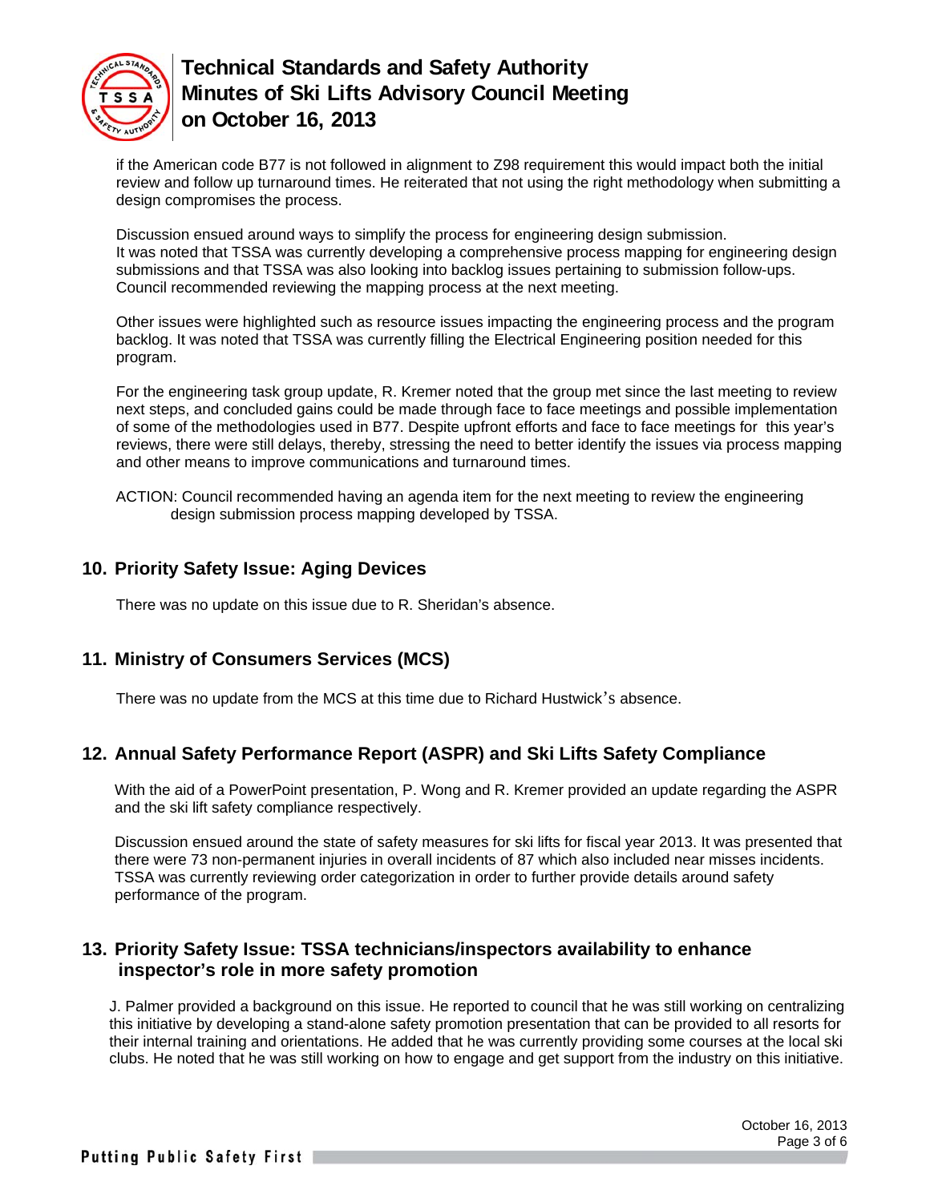if the American code B77 is not followed in alignment to Z98 requirement this would impact both the initial review and follow up turnaround times. He reiterated that not using the right methodology when submitting a design compromises the process.

Discussion ensued around ways to simplify the process for engineering design submission. It was noted that TSSA was currently developing a comprehensive process mapping for engineering design submissions and that TSSA was also looking into backlog issues pertaining to submission follow-ups. Council recommended reviewing the mapping process at the next meeting.

Other issues were highlighted such as resource issues impacting the engineering process and the program backlog. It was noted that TSSA was currently filling the Electrical Engineering position needed for this program.

For the engineering task group update, R. Kremer noted that the group met since the last meeting to review next steps, and concluded gains could be made through face to face meetings and possible implementation of some of the methodologies used in B77. Despite upfront efforts and face to face meetings for this year's reviews, there were still delays, thereby, stressing the need to better identify the issues via process mapping and other means to improve communications and turnaround times.

ACTION: Council recommended having an agenda item for the next meeting to review the engineering design submission process mapping developed by TSSA.

## 10. Priority Safety Issue: Aging Devices

There was no update on this issue due to R. Sheridan's absence.

## 11. Ministry of Consumers Services (MCS)

There was no update from the MCS at this time due to Richard Hustwick's absence.

## 12. Annual Safety Performance Report (ASPR) and Ski Lifts Safety Compliance

With the aid of a PowerPoint presentation, P. Wong and R. Kremer provided an update regarding the ASPR and the ski lift safety compliance respectively.

Discussion ensued around the state of safety measures for ski lifts for fiscal year 2013. It was presented that there were 73 non-permanent injuries in overall incidents of 87 which also included near misses incidents. TSSA was currently reviewing order categorization in order to further provide details around safety performance of the program.

## 13. Priority Safety Issue: TSSA technicians/inspectors availability to enhance inspector's role in more safety promotion

J. Palmer provided a background on this issue. He reported to council that he was still working on centralizing this initiative by developing a stand-alone safety promotion presentation that can be provided to all resorts for their internal training and orientations. He added that he was currently providing some courses at the local ski clubs. He noted that he was still working on how to engage and get support from the industry on this initiative.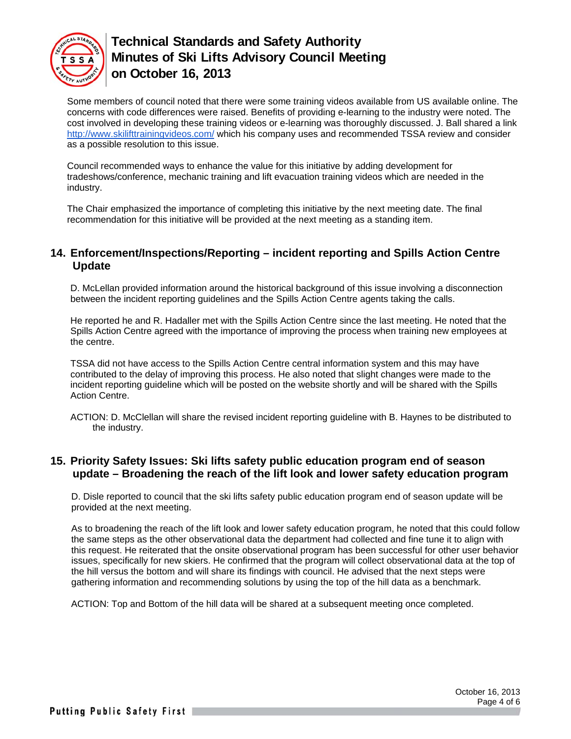Some members of council noted that there were some training videos available from US available online. The concerns with code differences were raised. Benefits of providing e-learning to the industry were noted. The cost involved in developing these training videos or e-learning was thoroughly discussed. J. Ball shared a link http://www.skilifttrainingvideos.com/ which his company uses and recommended TSSA review and consider as a possible resolution to this issue.

Council recommended ways to enhance the value for this initiative by adding development for tradeshows/conference, mechanic training and lift evacuation training videos which are needed in the industry.

The Chair emphasized the importance of completing this initiative by the next meeting date. The final recommendation for this initiative will be provided at the next meeting as a standing item.

## 14. Enforcement/Inspections/Reporting – incident reporting and Spills Action Centre Update

D. McLellan provided information around the historical background of this issue involving a disconnection between the incident reporting guidelines and the Spills Action Centre agents taking the calls.

He reported he and R. Hadaller met with the Spills Action Centre since the last meeting. He noted that the Spills Action Centre agreed with the importance of improving the process when training new employees at the centre.

TSSA did not have access to the Spills Action Centre central information system and this may have contributed to the delay of improving this process. He also noted that slight changes were made to the incident reporting guideline which will be posted on the website shortly and will be shared with the Spills Action Centre.

ACTION: D. McClellan will share the revised incident reporting guideline with B. Haynes to be distributed to the industry.

## 15. Priority Safety Issues: Ski lifts safety public education program end of season update – Broadening the reach of the lift look and lower safety education program

D. Disle reported to council that the ski lifts safety public education program end of season update will be provided at the next meeting.

As to broadening the reach of the lift look and lower safety education program, he noted that this could follow the same steps as the other observational data the department had collected and fine tune it to align with this request. He reiterated that the onsite observational program has been successful for other user behavior issues, specifically for new skiers. He confirmed that the program will collect observational data at the top of the hill versus the bottom and will share its findings with council. He advised that the next steps were gathering information and recommending solutions by using the top of the hill data as a benchmark.

ACTION: Top and Bottom of the hill data will be shared at a subsequent meeting once completed.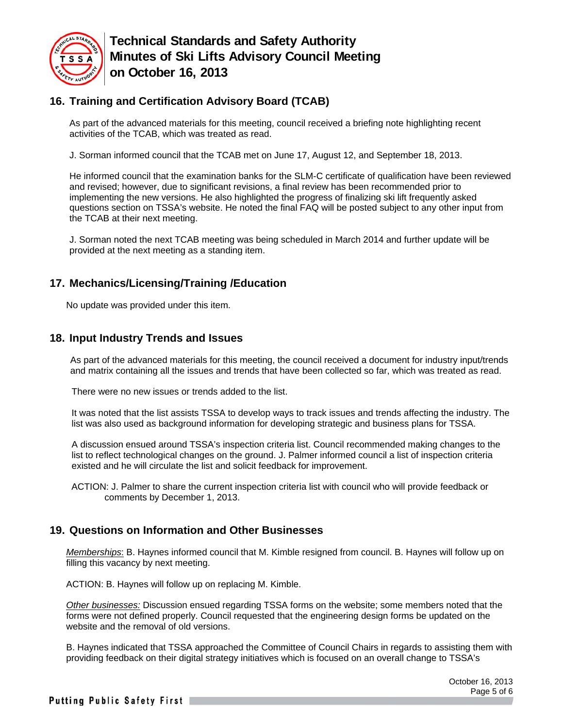## 16. Training and Certification Advisory Board (TCAB)

As part of the advanced materials for this meeting, council received a briefing note highlighting recent activities of the TCAB, which was treated as read.

J. Sorman informed council that the TCAB met on June 17, August 12, and September 18, 2013.

He informed council that the examination banks for the SLM-C certificate of qualification have been reviewed and revised; however, due to significant revisions, a final review has been recommended prior to implementing the new versions. He also highlighted the progress of finalizing ski lift frequently asked questions section on TSSA's website. He noted the final FAQ will be posted subject to any other input from the TCAB at their next meeting.

J. Sorman noted the next TCAB meeting was being scheduled in March 2014 and further update will be provided at the next meeting as a standing item.

## 17. Mechanics/Licensing/Training /Education

No update was provided under this item.

## 18. Input Industry Trends and Issues

As part of the advanced materials for this meeting, the council received a document for industry input/trends and matrix containing all the issues and trends that have been collected so far, which was treated as read.

There were no new issues or trends added to the list.

It was noted that the list assists TSSA to develop ways to track issues and trends affecting the industry. The list was also used as background information for developing strategic and business plans for TSSA.

A discussion ensued around TSSA's inspection criteria list. Council recommended making changes to the list to reflect technological changes on the ground. J. Palmer informed council a list of inspection criteria existed and he will circulate the list and solicit feedback for improvement.

ACTION: J. Palmer to share the current inspection criteria list with council who will provide feedback or comments by December 1, 2013.

## 19. Questions on Information and Other Businesses

*Memberships*: B. Haynes informed council that M. Kimble resigned from council. B. Haynes will follow up on filling this vacancy by next meeting.

ACTION: B. Haynes will follow up on replacing M. Kimble.

*Other businesses:* Discussion ensued regarding TSSA forms on the website; some members noted that the forms were not defined properly. Council requested that the engineering design forms be updated on the website and the removal of old versions.

B. Haynes indicated that TSSA approached the Committee of Council Chairs in regards to assisting them with providing feedback on their digital strategy initiatives which is focused on an overall change to TSSA's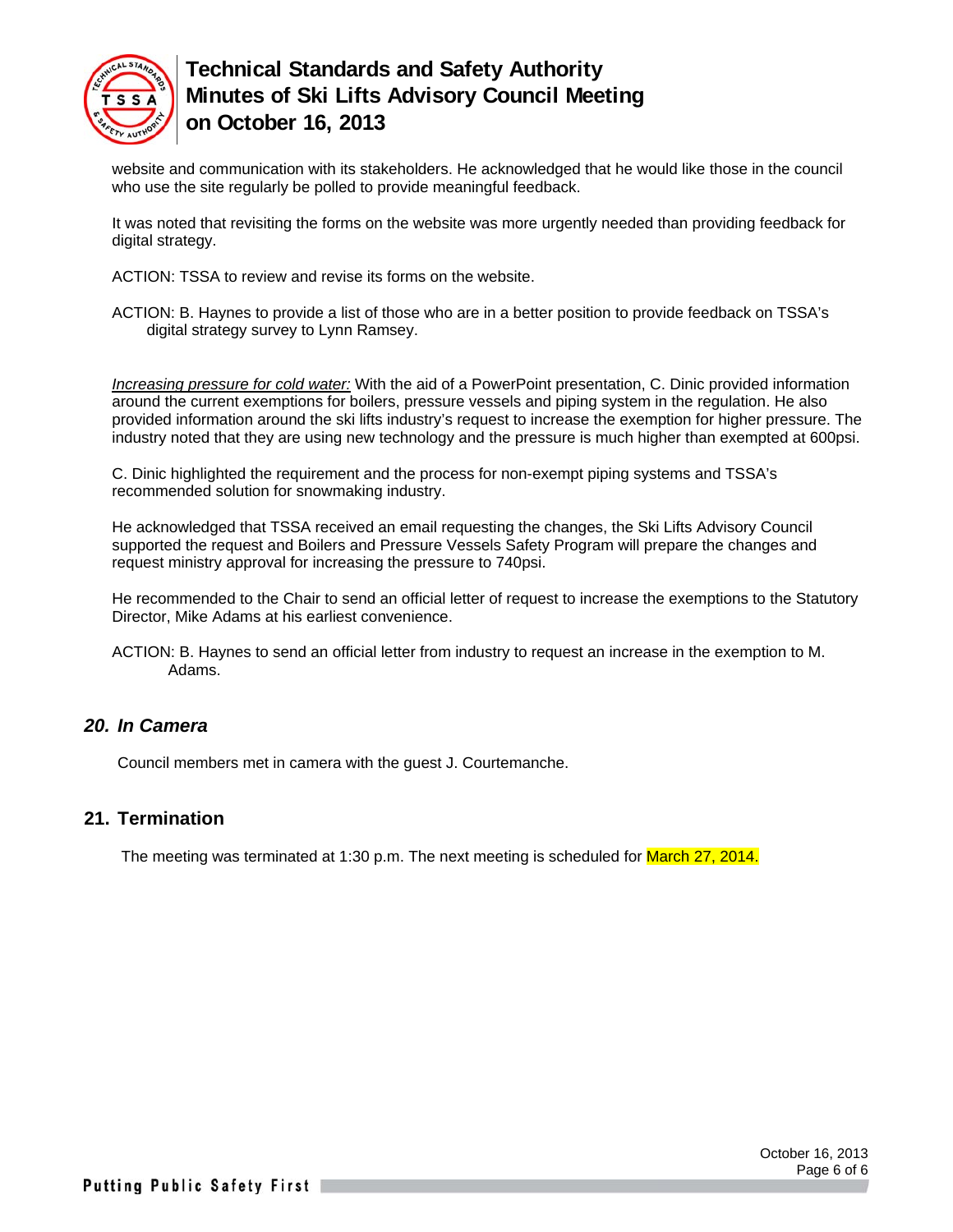website and communication with its stakeholders. He acknowledged that he would like those in the council who use the site regularly be polled to provide meaningful feedback.

It was noted that revisiting the forms on the website was more urgently needed than providing feedback for digital strategy.

ACTION: TSSA to review and revise its forms on the website.

ACTION: B. Haynes to provide a list of those who are in a better position to provide feedback on TSSA's digital strategy survey to Lynn Ramsey.

<u>*Increasing pressure for cold water:*</u> With the aid of a PowerPoint presentation, C. Dinic provided information around the current exemptions for boilers, pressure vessels and piping system in the regulation. He also provided information around the ski lifts industry's request to increase the exemption for higher pressure. The industry noted that they are using new technology and the pressure is much higher than exempted at 600psi.

C. Dinic highlighted the requirement and the process for non-exempt piping systems and TSSA's recommended solution for snowmaking industry.

He acknowledged that TSSA received an email requesting the changes, the Ski Lifts Advisory Council supported the request and Boilers and Pressure Vessels Safety Program will prepare the changes and request ministry approval for increasing the pressure to 740psi.

He recommended to the Chair to send an official letter of request to increase the exemptions to the Statutory Director, Mike Adams at his earliest convenience.

ACTION: B. Haynes to send an official letter from industry to request an increase in the exemption to M. Adams.

## *20. In Camera*

Council members met in camera with the guest J. Courtemanche.

## 21. Termination

The meeting was terminated at 1:30 p.m. The next meeting is scheduled for March 27, 2014.